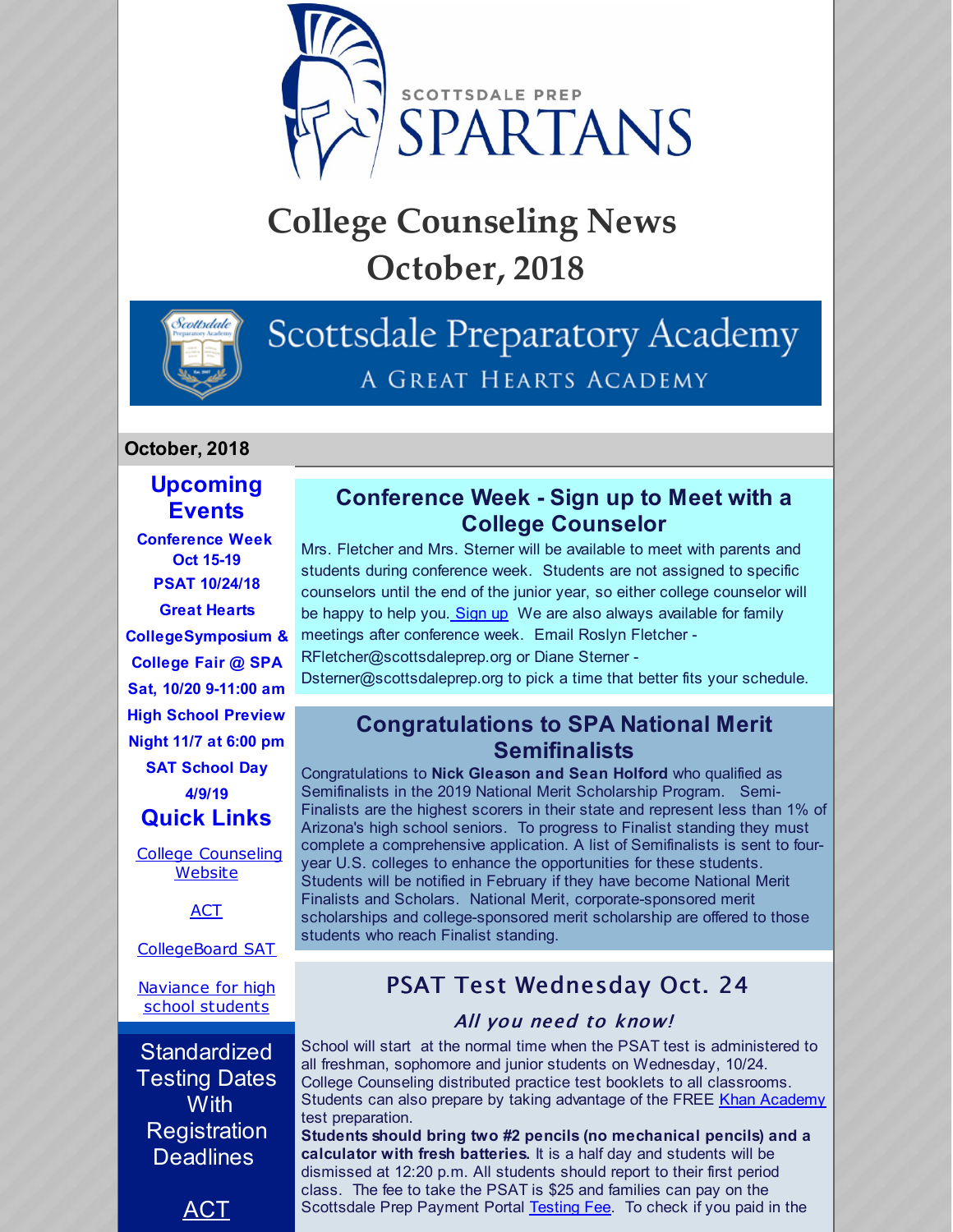SCOTTSDALE PREP SPARTANS

# College Counseling News
# October, 2018

Scottsdale Preparatory Academy

A GREAT HEARTS ACADEMY

**October, 2018**

## Upcoming Events

**Conference Week Oct 15-19**

**PSAT 10/24/18**

**Great Hearts CollegeSymposium & College Fair @ SPA Sat, 10/20 9-11:00 am**

**High School Preview Night 11/7 at 6:00 pm**

**SAT School Day 4/9/19**

## Quick Links

College Counseling Website

ACT

CollegeBoard SAT

Naviance for high school students

## Standardized Testing Dates With Registration Deadlines

ACT

## Conference Week - Sign up to Meet with a College Counselor

Mrs. Fletcher and Mrs. Sterner will be available to meet with parents and students during conference week. Students are not assigned to specific counselors until the end of the junior year, so either college counselor will be happy to help you. Sign up We are also always available for family meetings after conference week. Email Roslyn Fletcher - RFletcher@scottsdaleprep.org or Diane Sterner - Dsterner@scottsdaleprep.org to pick a time that better fits your schedule.

## Congratulations to SPA National Merit Semifinalists

Congratulations to **Nick Gleason and Sean Holford** who qualified as Semifinalists in the 2019 National Merit Scholarship Program. Semi-Finalists are the highest scorers in their state and represent less than 1% of Arizona's high school seniors. To progress to Finalist standing they must complete a comprehensive application. A list of Semifinalists is sent to four-year U.S. colleges to enhance the opportunities for these students. Students will be notified in February if they have become National Merit Finalists and Scholars. National Merit, corporate-sponsored merit scholarships and college-sponsored merit scholarship are offered to those students who reach Finalist standing.

## PSAT Test Wednesday Oct. 24

### *All you need to know!*

School will start at the normal time when the PSAT test is administered to all freshman, sophomore and junior students on Wednesday, 10/24. College Counseling distributed practice test booklets to all classrooms. Students can also prepare by taking advantage of the FREE Khan Academy test preparation.

**Students should bring two #2 pencils (no mechanical pencils) and a calculator with fresh batteries.** It is a half day and students will be dismissed at 12:20 p.m. All students should report to their first period class. The fee to take the PSAT is $25 and families can pay on the Scottsdale Prep Payment Portal Testing Fee. To check if you paid in the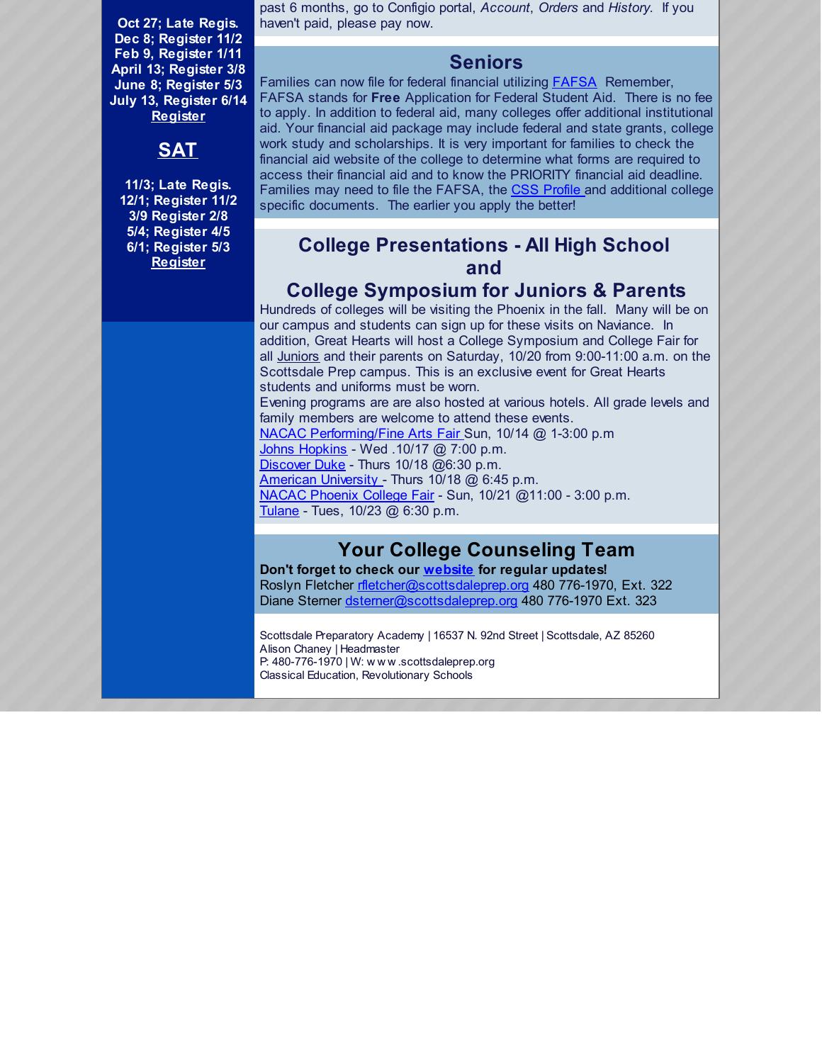**Oct 27; Late Regis.**
**Dec 8; Register 11/2**
**Feb 9, Register 1/11**
**April 13; Register 3/8**
**June 8; Register 5/3**
**July 13, Register 6/14**
**Register**

## SAT

**11/3; Late Regis.**
**12/1; Register 11/2**
**3/9 Register 2/8**
**5/4; Register 4/5**
**6/1; Register 5/3**
**Register**

past 6 months, go to Configio portal, *Account*, *Orders* and *History*. If you haven't paid, please pay now.

## Seniors

Families can now file for federal financial utilizing FAFSA Remember, FAFSA stands for **Free** Application for Federal Student Aid. There is no fee to apply. In addition to federal aid, many colleges offer additional institutional aid. Your financial aid package may include federal and state grants, college work study and scholarships. It is very important for families to check the financial aid website of the college to determine what forms are required to access their financial aid and to know the PRIORITY financial aid deadline. Families may need to file the FAFSA, the CSS Profile and additional college specific documents. The earlier you apply the better!

## College Presentations - All High School and College Symposium for Juniors & Parents

Hundreds of colleges will be visiting the Phoenix in the fall. Many will be on our campus and students can sign up for these visits on Naviance. In addition, Great Hearts will host a College Symposium and College Fair for all Juniors and their parents on Saturday, 10/20 from 9:00-11:00 a.m. on the Scottsdale Prep campus. This is an exclusive event for Great Hearts students and uniforms must be worn.
Evening programs are are also hosted at various hotels. All grade levels and family members are welcome to attend these events.
NACAC Performing/Fine Arts Fair Sun, 10/14 @ 1-3:00 p.m
Johns Hopkins - Wed .10/17 @ 7:00 p.m.
Discover Duke - Thurs 10/18 @6:30 p.m.
American University - Thurs 10/18 @ 6:45 p.m.
NACAC Phoenix College Fair - Sun, 10/21 @11:00 - 3:00 p.m.
Tulane - Tues, 10/23 @ 6:30 p.m.

## Your College Counseling Team

**Don't forget to check our website for regular updates!**
Roslyn Fletcher rfletcher@scottsdaleprep.org 480 776-1970, Ext. 322
Diane Sterner dsterner@scottsdaleprep.org 480 776-1970 Ext. 323

Scottsdale Preparatory Academy | 16537 N. 92nd Street | Scottsdale, AZ 85260
Alison Chaney | Headmaster
P: 480-776-1970 | W: w w w .scottsdaleprep.org
Classical Education, Revolutionary Schools